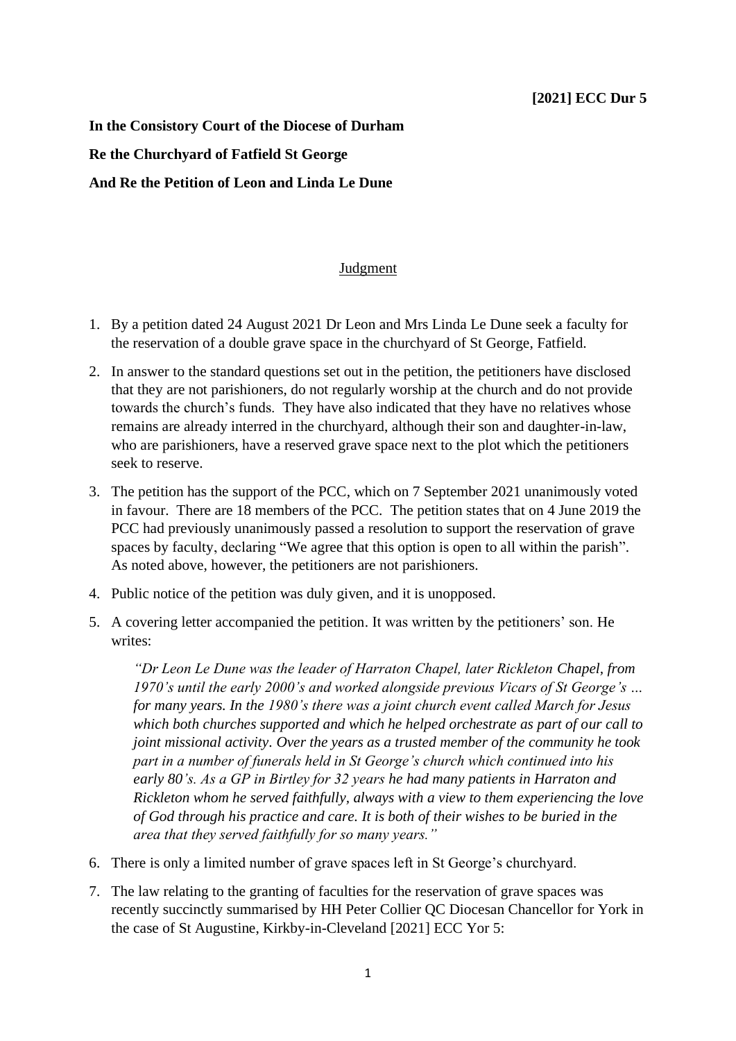**[2021] ECC Dur 5**

**In the Consistory Court of the Diocese of Durham**

**Re the Churchyard of Fatfield St George**

**And Re the Petition of Leon and Linda Le Dune**

## Judgment

1. By a petition dated 24 August 2021 Dr Leon and Mrs Linda Le Dune seek a faculty for the reservation of a double grave space in the churchyard of St George, Fatfield.

2. In answer to the standard questions set out in the petition, the petitioners have disclosed that they are not parishioners, do not regularly worship at the church and do not provide towards the church's funds. They have also indicated that they have no relatives whose remains are already interred in the churchyard, although their son and daughter-in-law, who are parishioners, have a reserved grave space next to the plot which the petitioners seek to reserve.

3. The petition has the support of the PCC, which on 7 September 2021 unanimously voted in favour. There are 18 members of the PCC. The petition states that on 4 June 2019 the PCC had previously unanimously passed a resolution to support the reservation of grave spaces by faculty, declaring "We agree that this option is open to all within the parish". As noted above, however, the petitioners are not parishioners.

4. Public notice of the petition was duly given, and it is unopposed.

5. A covering letter accompanied the petition. It was written by the petitioners' son. He writes:

   *"Dr Leon Le Dune was the leader of Harraton Chapel, later Rickleton Chapel, from 1970's until the early 2000's and worked alongside previous Vicars of St George's … for many years. In the 1980's there was a joint church event called March for Jesus which both churches supported and which he helped orchestrate as part of our call to joint missional activity. Over the years as a trusted member of the community he took part in a number of funerals held in St George's church which continued into his early 80's. As a GP in Birtley for 32 years he had many patients in Harraton and Rickleton whom he served faithfully, always with a view to them experiencing the love of God through his practice and care. It is both of their wishes to be buried in the area that they served faithfully for so many years."*

6. There is only a limited number of grave spaces left in St George's churchyard.

7. The law relating to the granting of faculties for the reservation of grave spaces was recently succinctly summarised by HH Peter Collier QC Diocesan Chancellor for York in the case of St Augustine, Kirkby-in-Cleveland [2021] ECC Yor 5: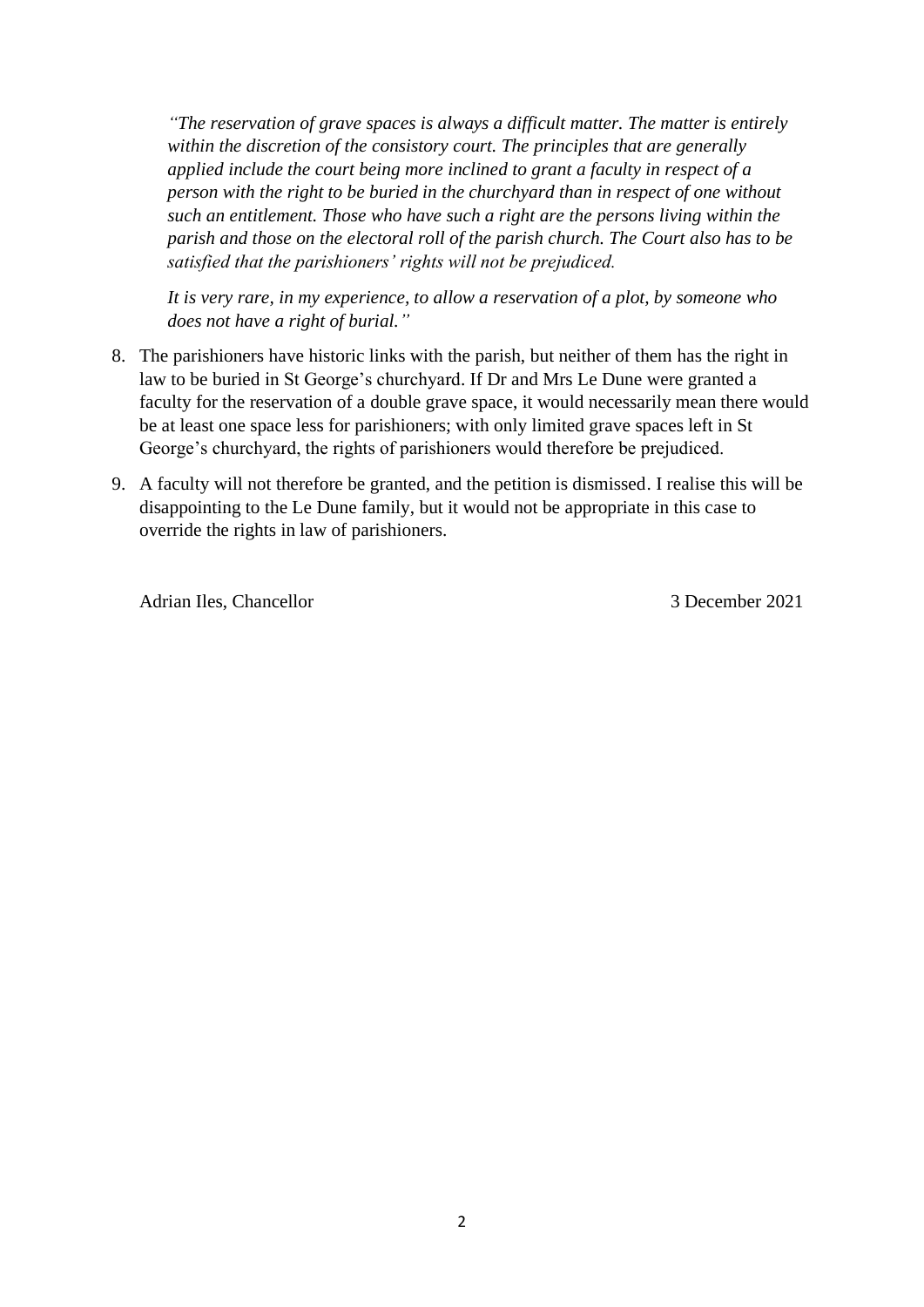> *"The reservation of grave spaces is always a difficult matter. The matter is entirely within the discretion of the consistory court. The principles that are generally applied include the court being more inclined to grant a faculty in respect of a person with the right to be buried in the churchyard than in respect of one without such an entitlement. Those who have such a right are the persons living within the parish and those on the electoral roll of the parish church. The Court also has to be satisfied that the parishioners' rights will not be prejudiced.*
>
> *It is very rare, in my experience, to allow a reservation of a plot, by someone who does not have a right of burial."*

8. The parishioners have historic links with the parish, but neither of them has the right in law to be buried in St George's churchyard. If Dr and Mrs Le Dune were granted a faculty for the reservation of a double grave space, it would necessarily mean there would be at least one space less for parishioners; with only limited grave spaces left in St George's churchyard, the rights of parishioners would therefore be prejudiced.

9. A faculty will not therefore be granted, and the petition is dismissed. I realise this will be disappointing to the Le Dune family, but it would not be appropriate in this case to override the rights in law of parishioners.

Adrian Iles, Chancellor

3 December 2021